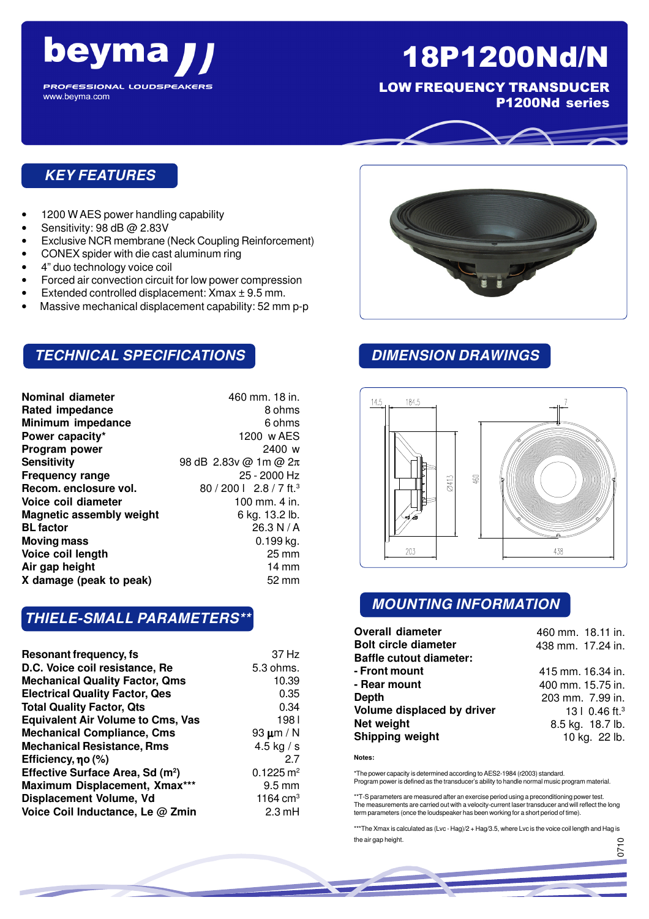# beyma

PROFESSIONAL LOUDSPEAKERS
www.beyma.com

# 18P1200Nd/N

**LOW FREQUENCY TRANSDUCER**
**P1200Nd series**

## KEY FEATURES

- 1200 W AES power handling capability
- Sensitivity: 98 dB @ 2.83V
- Exclusive NCR membrane (Neck Coupling Reinforcement)
- CONEX spider with die cast aluminum ring
- 4" duo technology voice coil
- Forced air convection circuit for low power compression
- Extended controlled displacement: Xmax ± 9.5 mm.
- Massive mechanical displacement capability: 52 mm p-p

## TECHNICAL SPECIFICATIONS

| | |
|---|---|
| **Nominal diameter** | 460 mm. 18 in. |
| **Rated impedance** | 8 ohms |
| **Minimum impedance** | 6 ohms |
| **Power capacity*** | 1200 w AES |
| **Program power** | 2400 w |
| **Sensitivity** | 98 dB 2.83v @ 1m @ 2π |
| **Frequency range** | 25 - 2000 Hz |
| **Recom. enclosure vol.** | 80 / 200 l 2.8 / 7 ft.$^3$ |
| **Voice coil diameter** | 100 mm. 4 in. |
| **Magnetic assembly weight** | 6 kg. 13.2 lb. |
| **BL factor** | 26.3 N / A |
| **Moving mass** | 0.199 kg. |
| **Voice coil length** | 25 mm |
| **Air gap height** | 14 mm |
| **X damage (peak to peak)** | 52 mm |

## THIELE-SMALL PARAMETERS**

| | |
|---|---|
| **Resonant frequency, fs** | 37 Hz |
| **D.C. Voice coil resistance, Re** | 5.3 ohms. |
| **Mechanical Quality Factor, Qms** | 10.39 |
| **Electrical Quality Factor, Qes** | 0.35 |
| **Total Quality Factor, Qts** | 0.34 |
| **Equivalent Air Volume to Cms, Vas** | 198 l |
| **Mechanical Compliance, Cms** | 93 µm / N |
| **Mechanical Resistance, Rms** | 4.5 kg / s |
| **Efficiency, ηo (%)** | 2.7 |
| **Effective Surface Area, Sd (m$^2$)** | 0.1225 m$^2$ |
| **Maximum Displacement, Xmax*** ** | 9.5 mm |
| **Displacement Volume, Vd** | 1164 cm$^3$ |
| **Voice Coil Inductance, Le @ Zmin** | 2.3 mH |

## DIMENSION DRAWINGS

14.5 184.5 7 Ø413 460 203 438

## MOUNTING INFORMATION

| | |
|---|---|
| **Overall diameter** | 460 mm. 18.11 in. |
| **Bolt circle diameter** | 438 mm. 17.24 in. |
| **Baffle cutout diameter:** | |
| **- Front mount** | 415 mm. 16.34 in. |
| **- Rear mount** | 400 mm. 15.75 in. |
| **Depth** | 203 mm. 7.99 in. |
| **Volume displaced by driver** | 13 l 0.46 ft.$^3$ |
| **Net weight** | 8.5 kg. 18.7 lb. |
| **Shipping weight** | 10 kg. 22 lb. |

**Notes:**

*The power capacity is determined according to AES2-1984 (r2003) standard.
Program power is defined as the transducer's ability to handle normal music program material.

**T-S parameters are measured after an exercise period using a preconditioning power test.
The measurements are carried out with a velocity-current laser transducer and will reflect the long term parameters (once the loudspeaker has been working for a short period of time).

***The Xmax is calculated as (Lvc - Hag)/2 + Hag/3.5, where Lvc is the voice coil length and Hag is the air gap height.

0710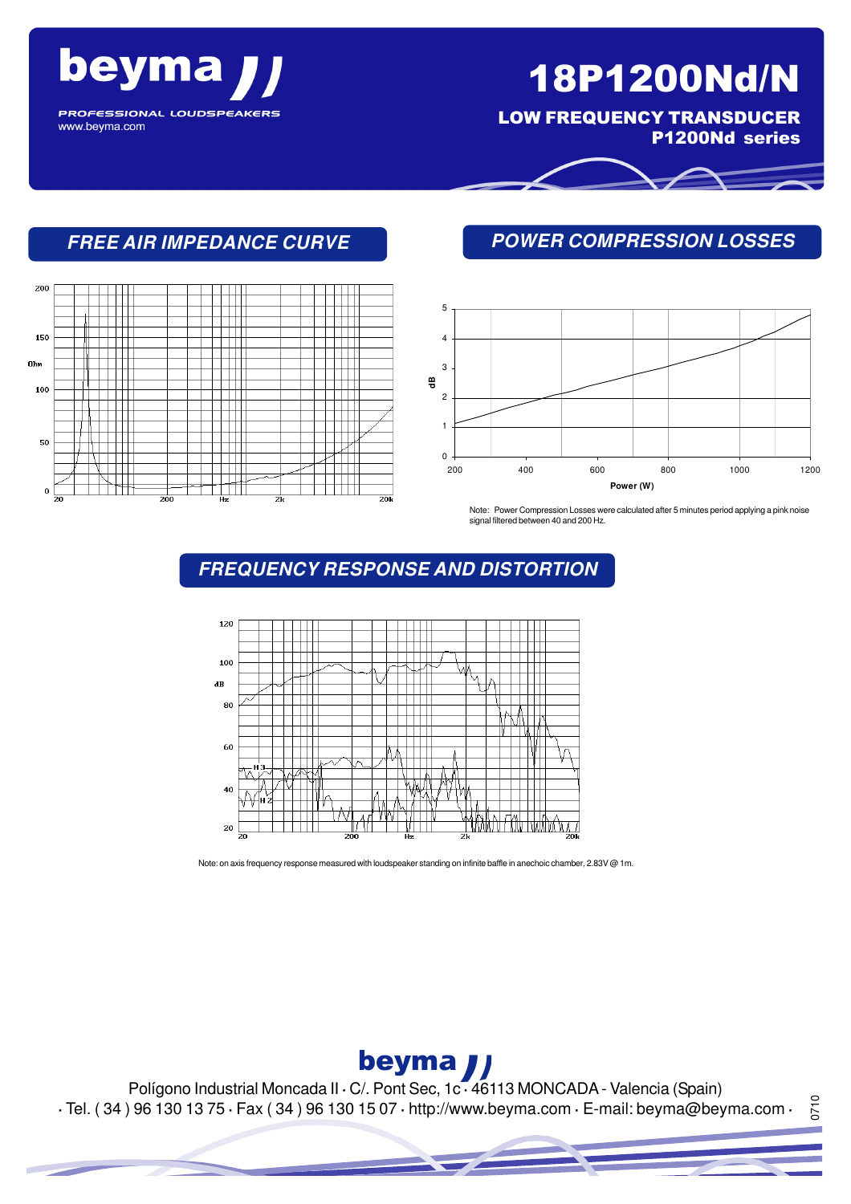beyma
PROFESSIONAL LOUDSPEAKERS
www.beyma.com

# 18P1200Nd/N

**LOW FREQUENCY TRANSDUCER**
**P1200Nd series**

## FREE AIR IMPEDANCE CURVE

200
150
Ohm
100
50
0
20
200
Hz
2k
20k

## POWER COMPRESSION LOSSES

5
4
3
dB
2
1
0
200
400
600
800
1000
1200
Power (W)

Note: Power Compression Losses were calculated after 5 minutes period applying a pink noise signal filtered between 40 and 200 Hz.

## FREQUENCY RESPONSE AND DISTORTION

120
100
dB
80
60
H3
40
H2
20
20
200
Hz
2k
20k

Note: on axis frequency response measured with loudspeaker standing on infinite baffle in anechoic chamber, 2.83V @ 1m.

beyma

Polígono Industrial Moncada II · C/. Pont Sec, 1c · 46113 MONCADA - Valencia (Spain)
· Tel. ( 34 ) 96 130 13 75 · Fax ( 34 ) 96 130 15 07 · http://www.beyma.com · E-mail: beyma@beyma.com ·

0710